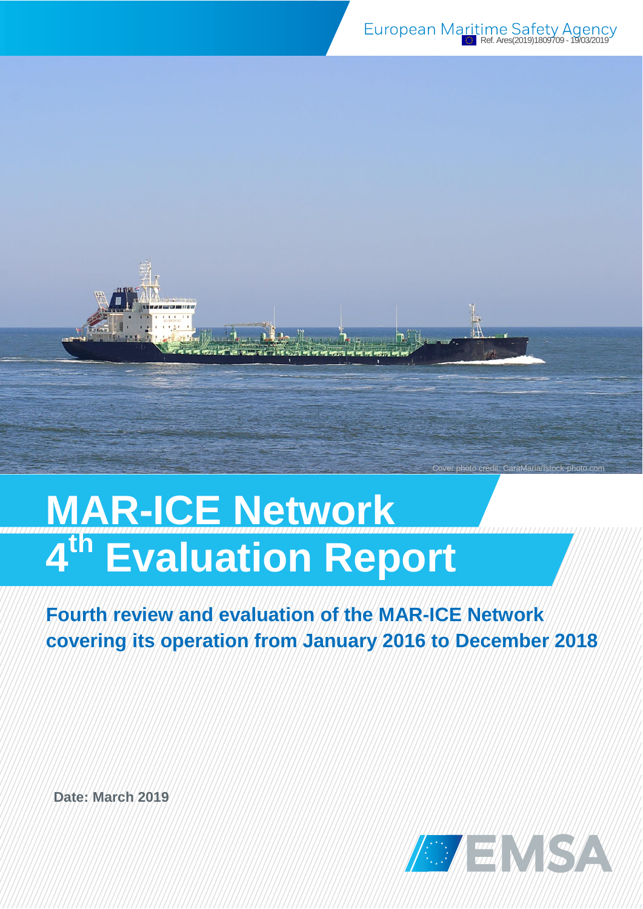European Maritime Safety Agency

Ref. Ares(2019)1809709 - 19/03/2019

Cover photo credit: CaraMaria/Istock-photo.com

# MAR-ICE Network
# 4th Evaluation Report

**Fourth review and evaluation of the MAR-ICE Network covering its operation from January 2016 to December 2018**

**Date: March 2019**

EMSA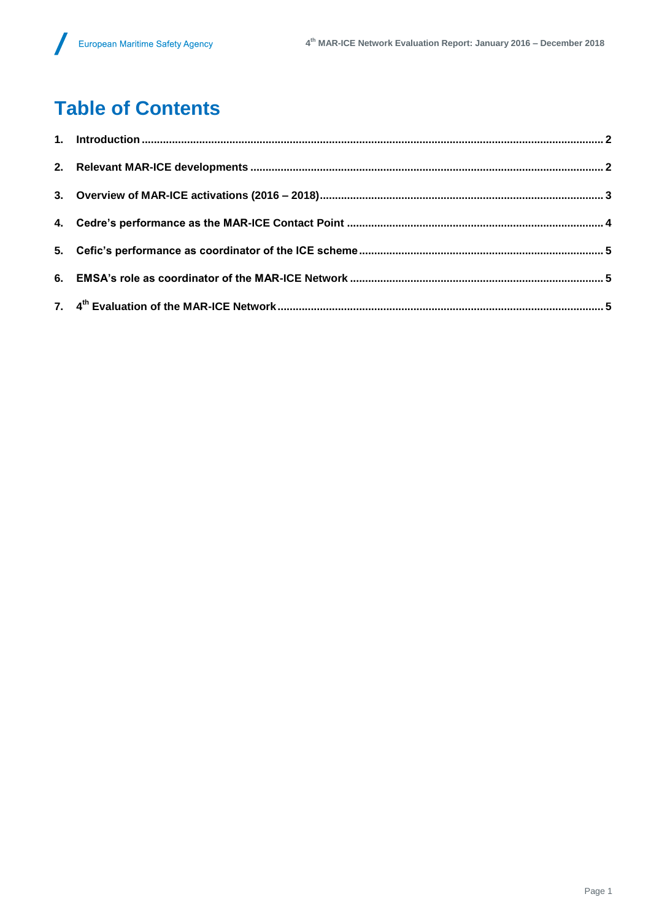# Table of Contents

1. **Introduction** ........................................................................................................................................ 2

2. **Relevant MAR-ICE developments** .................................................................................................... 2

3. **Overview of MAR-ICE activations (2016 – 2018)** ............................................................................ 3

4. **Cedre's performance as the MAR-ICE Contact Point** ..................................................................... 4

5. **Cefic's performance as coordinator of the ICE scheme** ................................................................. 5

6. **EMSA's role as coordinator of the MAR-ICE Network** .................................................................... 5

7. **4th Evaluation of the MAR-ICE Network** .......................................................................................... 5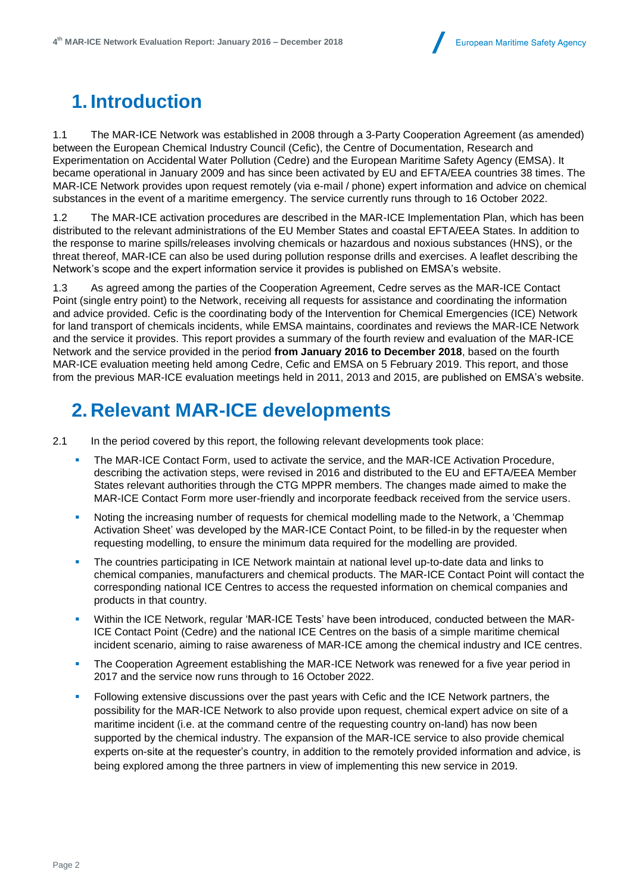# 1. Introduction

1.1 The MAR-ICE Network was established in 2008 through a 3-Party Cooperation Agreement (as amended) between the European Chemical Industry Council (Cefic), the Centre of Documentation, Research and Experimentation on Accidental Water Pollution (Cedre) and the European Maritime Safety Agency (EMSA). It became operational in January 2009 and has since been activated by EU and EFTA/EEA countries 38 times. The MAR-ICE Network provides upon request remotely (via e-mail / phone) expert information and advice on chemical substances in the event of a maritime emergency. The service currently runs through to 16 October 2022.

1.2 The MAR-ICE activation procedures are described in the MAR-ICE Implementation Plan, which has been distributed to the relevant administrations of the EU Member States and coastal EFTA/EEA States. In addition to the response to marine spills/releases involving chemicals or hazardous and noxious substances (HNS), or the threat thereof, MAR-ICE can also be used during pollution response drills and exercises. A leaflet describing the Network's scope and the expert information service it provides is published on EMSA's website.

1.3 As agreed among the parties of the Cooperation Agreement, Cedre serves as the MAR-ICE Contact Point (single entry point) to the Network, receiving all requests for assistance and coordinating the information and advice provided. Cefic is the coordinating body of the Intervention for Chemical Emergencies (ICE) Network for land transport of chemicals incidents, while EMSA maintains, coordinates and reviews the MAR-ICE Network and the service it provides. This report provides a summary of the fourth review and evaluation of the MAR-ICE Network and the service provided in the period **from January 2016 to December 2018**, based on the fourth MAR-ICE evaluation meeting held among Cedre, Cefic and EMSA on 5 February 2019. This report, and those from the previous MAR-ICE evaluation meetings held in 2011, 2013 and 2015, are published on EMSA's website.

# 2. Relevant MAR-ICE developments

2.1 In the period covered by this report, the following relevant developments took place:

- The MAR-ICE Contact Form, used to activate the service, and the MAR-ICE Activation Procedure, describing the activation steps, were revised in 2016 and distributed to the EU and EFTA/EEA Member States relevant authorities through the CTG MPPR members. The changes made aimed to make the MAR-ICE Contact Form more user-friendly and incorporate feedback received from the service users.
- Noting the increasing number of requests for chemical modelling made to the Network, a 'Chemmap Activation Sheet' was developed by the MAR-ICE Contact Point, to be filled-in by the requester when requesting modelling, to ensure the minimum data required for the modelling are provided.
- The countries participating in ICE Network maintain at national level up-to-date data and links to chemical companies, manufacturers and chemical products. The MAR-ICE Contact Point will contact the corresponding national ICE Centres to access the requested information on chemical companies and products in that country.
- Within the ICE Network, regular 'MAR-ICE Tests' have been introduced, conducted between the MAR-ICE Contact Point (Cedre) and the national ICE Centres on the basis of a simple maritime chemical incident scenario, aiming to raise awareness of MAR-ICE among the chemical industry and ICE centres.
- The Cooperation Agreement establishing the MAR-ICE Network was renewed for a five year period in 2017 and the service now runs through to 16 October 2022.
- Following extensive discussions over the past years with Cefic and the ICE Network partners, the possibility for the MAR-ICE Network to also provide upon request, chemical expert advice on site of a maritime incident (i.e. at the command centre of the requesting country on-land) has now been supported by the chemical industry. The expansion of the MAR-ICE service to also provide chemical experts on-site at the requester's country, in addition to the remotely provided information and advice, is being explored among the three partners in view of implementing this new service in 2019.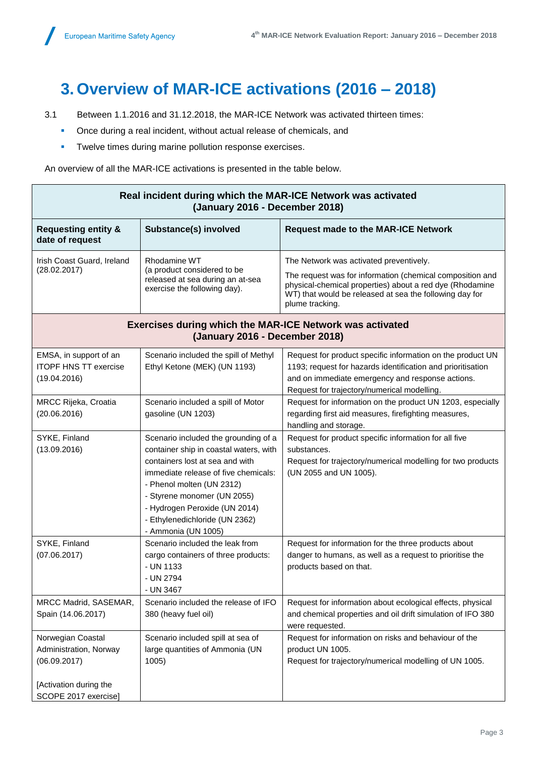# 3. Overview of MAR-ICE activations (2016 – 2018)

3.1 Between 1.1.2016 and 31.12.2018, the MAR-ICE Network was activated thirteen times:

- Once during a real incident, without actual release of chemicals, and
- Twelve times during marine pollution response exercises.

An overview of all the MAR-ICE activations is presented in the table below.

| Real incident during which the MAR-ICE Network was activated (January 2016 - December 2018) | | |
|---|---|---|
| **Requesting entity & date of request** | **Substance(s) involved** | **Request made to the MAR-ICE Network** |
| Irish Coast Guard, Ireland (28.02.2017) | Rhodamine WT (a product considered to be released at sea during an at-sea exercise the following day). | The Network was activated preventively.<br>The request was for information (chemical composition and physical-chemical properties) about a red dye (Rhodamine WT) that would be released at sea the following day for plume tracking. |
| **Exercises during which the MAR-ICE Network was activated (January 2016 - December 2018)** | | |
| EMSA, in support of an ITOPF HNS TT exercise (19.04.2016) | Scenario included the spill of Methyl Ethyl Ketone (MEK) (UN 1193) | Request for product specific information on the product UN 1193; request for hazards identification and prioritisation and on immediate emergency and response actions.<br>Request for trajectory/numerical modelling. |
| MRCC Rijeka, Croatia (20.06.2016) | Scenario included a spill of Motor gasoline (UN 1203) | Request for information on the product UN 1203, especially regarding first aid measures, firefighting measures, handling and storage. |
| SYKE, Finland (13.09.2016) | Scenario included the grounding of a container ship in coastal waters, with containers lost at sea and with immediate release of five chemicals:<br>- Phenol molten (UN 2312)<br>- Styrene monomer (UN 2055)<br>- Hydrogen Peroxide (UN 2014)<br>- Ethylenedichloride (UN 2362)<br>- Ammonia (UN 1005) | Request for product specific information for all five substances.<br>Request for trajectory/numerical modelling for two products (UN 2055 and UN 1005). |
| SYKE, Finland (07.06.2017) | Scenario included the leak from cargo containers of three products:<br>- UN 1133<br>- UN 2794<br>- UN 3467 | Request for information for the three products about danger to humans, as well as a request to prioritise the products based on that. |
| MRCC Madrid, SASEMAR, Spain (14.06.2017) | Scenario included the release of IFO 380 (heavy fuel oil) | Request for information about ecological effects, physical and chemical properties and oil drift simulation of IFO 380 were requested. |
| Norwegian Coastal Administration, Norway (06.09.2017)<br><br>[Activation during the SCOPE 2017 exercise] | Scenario included spill at sea of large quantities of Ammonia (UN 1005) | Request for information on risks and behaviour of the product UN 1005.<br>Request for trajectory/numerical modelling of UN 1005. |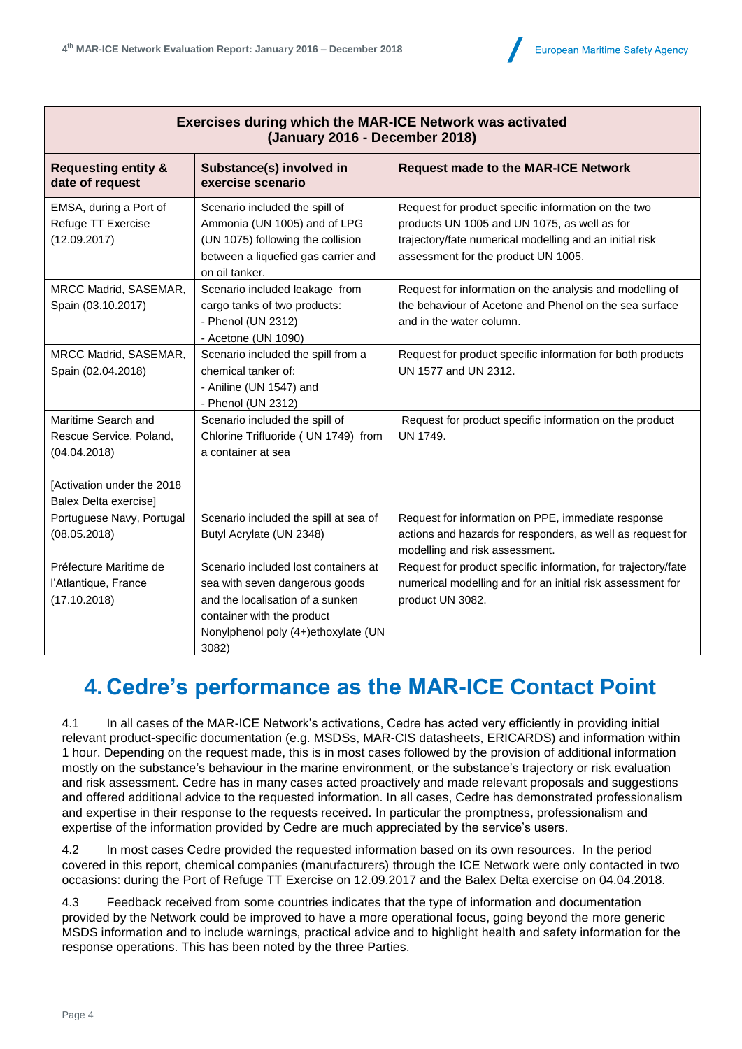| Exercises during which the MAR-ICE Network was activated (January 2016 - December 2018) | | |
|---|---|---|
| **Requesting entity & date of request** | **Substance(s) involved in exercise scenario** | **Request made to the MAR-ICE Network** |
| EMSA, during a Port of Refuge TT Exercise (12.09.2017) | Scenario included the spill of Ammonia (UN 1005) and of LPG (UN 1075) following the collision between a liquefied gas carrier and on oil tanker. | Request for product specific information on the two products UN 1005 and UN 1075, as well as for trajectory/fate numerical modelling and an initial risk assessment for the product UN 1005. |
| MRCC Madrid, SASEMAR, Spain (03.10.2017) | Scenario included leakage from cargo tanks of two products:<br>- Phenol (UN 2312)<br>- Acetone (UN 1090) | Request for information on the analysis and modelling of the behaviour of Acetone and Phenol on the sea surface and in the water column. |
| MRCC Madrid, SASEMAR, Spain (02.04.2018) | Scenario included the spill from a chemical tanker of:<br>- Aniline (UN 1547) and<br>- Phenol (UN 2312) | Request for product specific information for both products UN 1577 and UN 2312. |
| Maritime Search and Rescue Service, Poland, (04.04.2018)<br><br>[Activation under the 2018 Balex Delta exercise] | Scenario included the spill of Chlorine Trifluoride ( UN 1749) from a container at sea | Request for product specific information on the product UN 1749. |
| Portuguese Navy, Portugal (08.05.2018) | Scenario included the spill at sea of Butyl Acrylate (UN 2348) | Request for information on PPE, immediate response actions and hazards for responders, as well as request for modelling and risk assessment. |
| Préfecture Maritime de l'Atlantique, France (17.10.2018) | Scenario included lost containers at sea with seven dangerous goods and the localisation of a sunken container with the product Nonylphenol poly (4+)ethoxylate (UN 3082) | Request for product specific information, for trajectory/fate numerical modelling and for an initial risk assessment for product UN 3082. |

# 4. Cedre's performance as the MAR-ICE Contact Point

4.1 In all cases of the MAR-ICE Network's activations, Cedre has acted very efficiently in providing initial relevant product-specific documentation (e.g. MSDSs, MAR-CIS datasheets, ERICARDS) and information within 1 hour. Depending on the request made, this is in most cases followed by the provision of additional information mostly on the substance's behaviour in the marine environment, or the substance's trajectory or risk evaluation and risk assessment. Cedre has in many cases acted proactively and made relevant proposals and suggestions and offered additional advice to the requested information. In all cases, Cedre has demonstrated professionalism and expertise in their response to the requests received. In particular the promptness, professionalism and expertise of the information provided by Cedre are much appreciated by the service's users.

4.2 In most cases Cedre provided the requested information based on its own resources. In the period covered in this report, chemical companies (manufacturers) through the ICE Network were only contacted in two occasions: during the Port of Refuge TT Exercise on 12.09.2017 and the Balex Delta exercise on 04.04.2018.

4.3 Feedback received from some countries indicates that the type of information and documentation provided by the Network could be improved to have a more operational focus, going beyond the more generic MSDS information and to include warnings, practical advice and to highlight health and safety information for the response operations. This has been noted by the three Parties.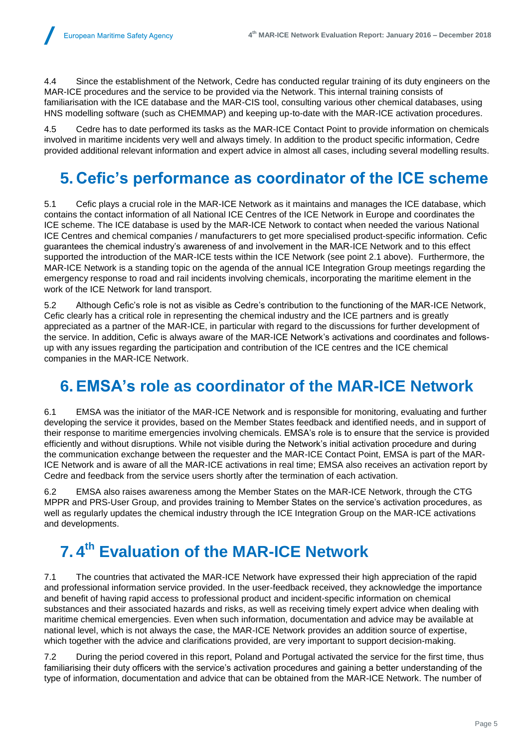4.4 Since the establishment of the Network, Cedre has conducted regular training of its duty engineers on the MAR-ICE procedures and the service to be provided via the Network. This internal training consists of familiarisation with the ICE database and the MAR-CIS tool, consulting various other chemical databases, using HNS modelling software (such as CHEMMAP) and keeping up-to-date with the MAR-ICE activation procedures.

4.5 Cedre has to date performed its tasks as the MAR-ICE Contact Point to provide information on chemicals involved in maritime incidents very well and always timely. In addition to the product specific information, Cedre provided additional relevant information and expert advice in almost all cases, including several modelling results.

# 5. Cefic's performance as coordinator of the ICE scheme

5.1 Cefic plays a crucial role in the MAR-ICE Network as it maintains and manages the ICE database, which contains the contact information of all National ICE Centres of the ICE Network in Europe and coordinates the ICE scheme. The ICE database is used by the MAR-ICE Network to contact when needed the various National ICE Centres and chemical companies / manufacturers to get more specialised product-specific information. Cefic guarantees the chemical industry's awareness of and involvement in the MAR-ICE Network and to this effect supported the introduction of the MAR-ICE tests within the ICE Network (see point 2.1 above). Furthermore, the MAR-ICE Network is a standing topic on the agenda of the annual ICE Integration Group meetings regarding the emergency response to road and rail incidents involving chemicals, incorporating the maritime element in the work of the ICE Network for land transport.

5.2 Although Cefic's role is not as visible as Cedre's contribution to the functioning of the MAR-ICE Network, Cefic clearly has a critical role in representing the chemical industry and the ICE partners and is greatly appreciated as a partner of the MAR-ICE, in particular with regard to the discussions for further development of the service. In addition, Cefic is always aware of the MAR-ICE Network's activations and coordinates and follows-up with any issues regarding the participation and contribution of the ICE centres and the ICE chemical companies in the MAR-ICE Network.

# 6. EMSA's role as coordinator of the MAR-ICE Network

6.1 EMSA was the initiator of the MAR-ICE Network and is responsible for monitoring, evaluating and further developing the service it provides, based on the Member States feedback and identified needs, and in support of their response to maritime emergencies involving chemicals. EMSA's role is to ensure that the service is provided efficiently and without disruptions. While not visible during the Network's initial activation procedure and during the communication exchange between the requester and the MAR-ICE Contact Point, EMSA is part of the MAR-ICE Network and is aware of all the MAR-ICE activations in real time; EMSA also receives an activation report by Cedre and feedback from the service users shortly after the termination of each activation.

6.2 EMSA also raises awareness among the Member States on the MAR-ICE Network, through the CTG MPPR and PRS-User Group, and provides training to Member States on the service's activation procedures, as well as regularly updates the chemical industry through the ICE Integration Group on the MAR-ICE activations and developments.

# 7. 4th Evaluation of the MAR-ICE Network

7.1 The countries that activated the MAR-ICE Network have expressed their high appreciation of the rapid and professional information service provided. In the user-feedback received, they acknowledge the importance and benefit of having rapid access to professional product and incident-specific information on chemical substances and their associated hazards and risks, as well as receiving timely expert advice when dealing with maritime chemical emergencies. Even when such information, documentation and advice may be available at national level, which is not always the case, the MAR-ICE Network provides an addition source of expertise, which together with the advice and clarifications provided, are very important to support decision-making.

7.2 During the period covered in this report, Poland and Portugal activated the service for the first time, thus familiarising their duty officers with the service's activation procedures and gaining a better understanding of the type of information, documentation and advice that can be obtained from the MAR-ICE Network. The number of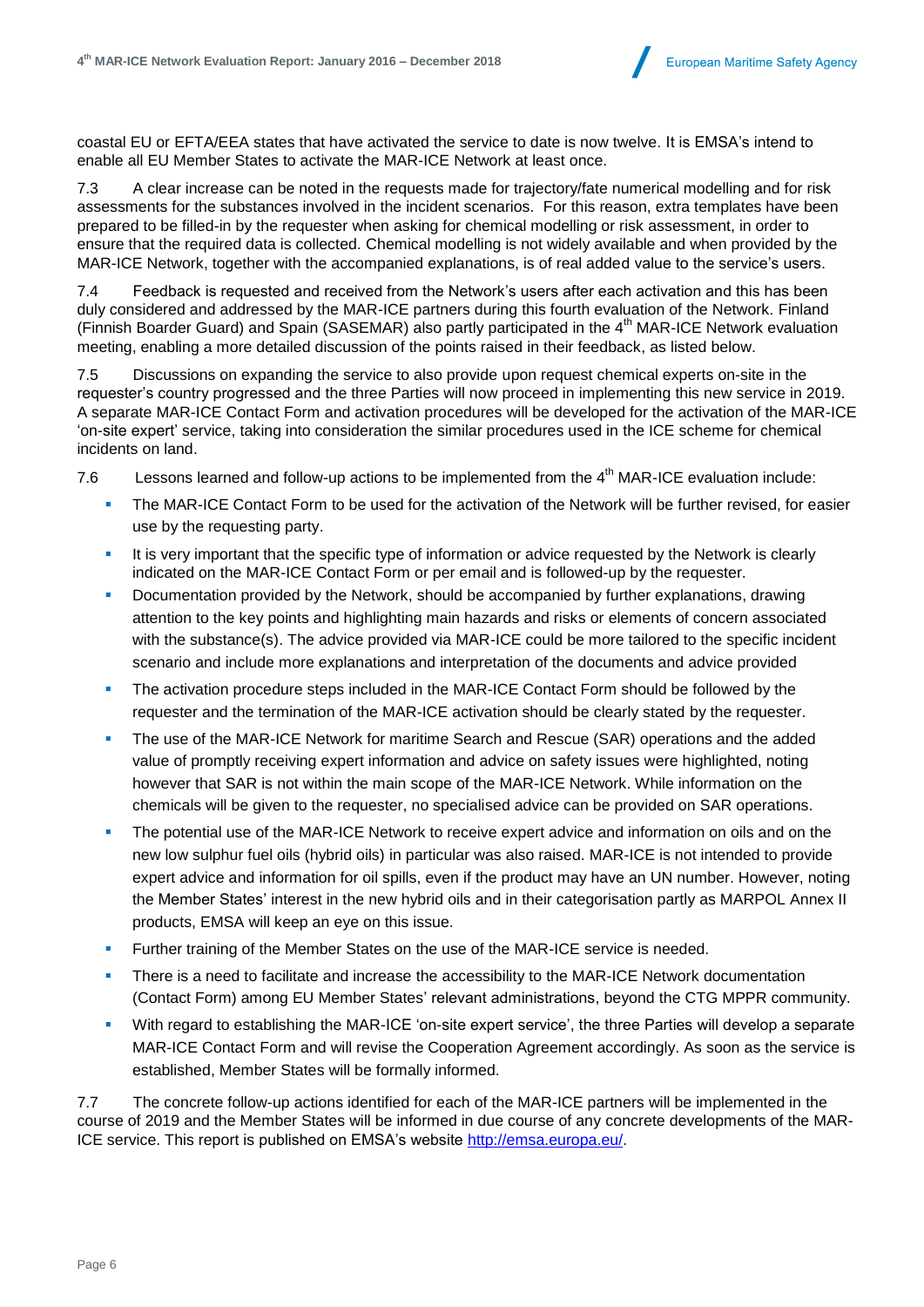coastal EU or EFTA/EEA states that have activated the service to date is now twelve. It is EMSA's intend to enable all EU Member States to activate the MAR-ICE Network at least once.

7.3 A clear increase can be noted in the requests made for trajectory/fate numerical modelling and for risk assessments for the substances involved in the incident scenarios. For this reason, extra templates have been prepared to be filled-in by the requester when asking for chemical modelling or risk assessment, in order to ensure that the required data is collected. Chemical modelling is not widely available and when provided by the MAR-ICE Network, together with the accompanied explanations, is of real added value to the service's users.

7.4 Feedback is requested and received from the Network's users after each activation and this has been duly considered and addressed by the MAR-ICE partners during this fourth evaluation of the Network. Finland (Finnish Boarder Guard) and Spain (SASEMAR) also partly participated in the 4th MAR-ICE Network evaluation meeting, enabling a more detailed discussion of the points raised in their feedback, as listed below.

7.5 Discussions on expanding the service to also provide upon request chemical experts on-site in the requester's country progressed and the three Parties will now proceed in implementing this new service in 2019. A separate MAR-ICE Contact Form and activation procedures will be developed for the activation of the MAR-ICE 'on-site expert' service, taking into consideration the similar procedures used in the ICE scheme for chemical incidents on land.

7.6 Lessons learned and follow-up actions to be implemented from the 4th MAR-ICE evaluation include:

- The MAR-ICE Contact Form to be used for the activation of the Network will be further revised, for easier use by the requesting party.
- It is very important that the specific type of information or advice requested by the Network is clearly indicated on the MAR-ICE Contact Form or per email and is followed-up by the requester.
- Documentation provided by the Network, should be accompanied by further explanations, drawing attention to the key points and highlighting main hazards and risks or elements of concern associated with the substance(s). The advice provided via MAR-ICE could be more tailored to the specific incident scenario and include more explanations and interpretation of the documents and advice provided
- The activation procedure steps included in the MAR-ICE Contact Form should be followed by the requester and the termination of the MAR-ICE activation should be clearly stated by the requester.
- The use of the MAR-ICE Network for maritime Search and Rescue (SAR) operations and the added value of promptly receiving expert information and advice on safety issues were highlighted, noting however that SAR is not within the main scope of the MAR-ICE Network. While information on the chemicals will be given to the requester, no specialised advice can be provided on SAR operations.
- The potential use of the MAR-ICE Network to receive expert advice and information on oils and on the new low sulphur fuel oils (hybrid oils) in particular was also raised. MAR-ICE is not intended to provide expert advice and information for oil spills, even if the product may have an UN number. However, noting the Member States' interest in the new hybrid oils and in their categorisation partly as MARPOL Annex II products, EMSA will keep an eye on this issue.
- Further training of the Member States on the use of the MAR-ICE service is needed.
- There is a need to facilitate and increase the accessibility to the MAR-ICE Network documentation (Contact Form) among EU Member States' relevant administrations, beyond the CTG MPPR community.
- With regard to establishing the MAR-ICE 'on-site expert service', the three Parties will develop a separate MAR-ICE Contact Form and will revise the Cooperation Agreement accordingly. As soon as the service is established, Member States will be formally informed.

7.7 The concrete follow-up actions identified for each of the MAR-ICE partners will be implemented in the course of 2019 and the Member States will be informed in due course of any concrete developments of the MAR-ICE service. This report is published on EMSA's website http://emsa.europa.eu/.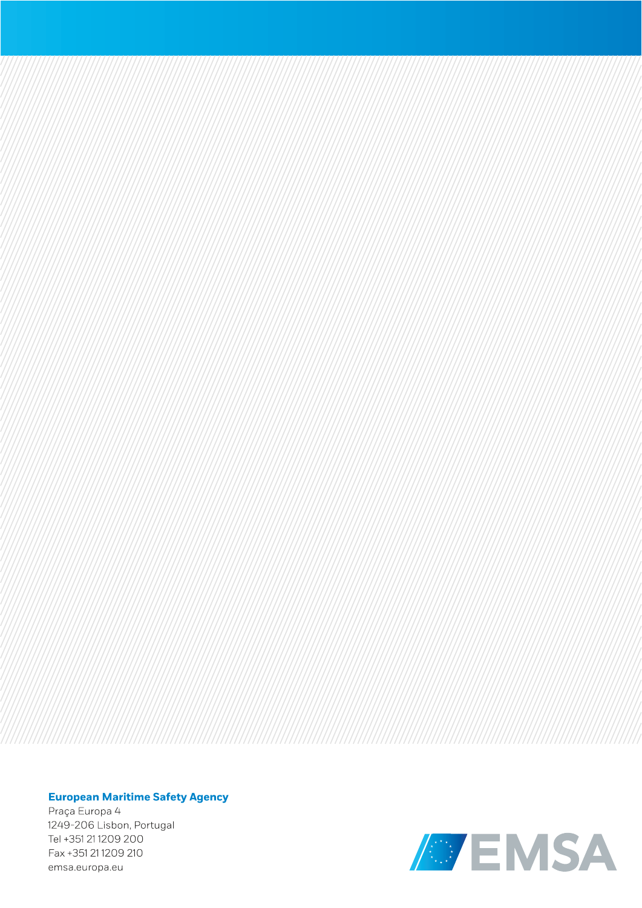**European Maritime Safety Agency**

Praça Europa 4
1249-206 Lisbon, Portugal
Tel +351 21 1209 200
Fax +351 21 1209 210
emsa.europa.eu

EMSA